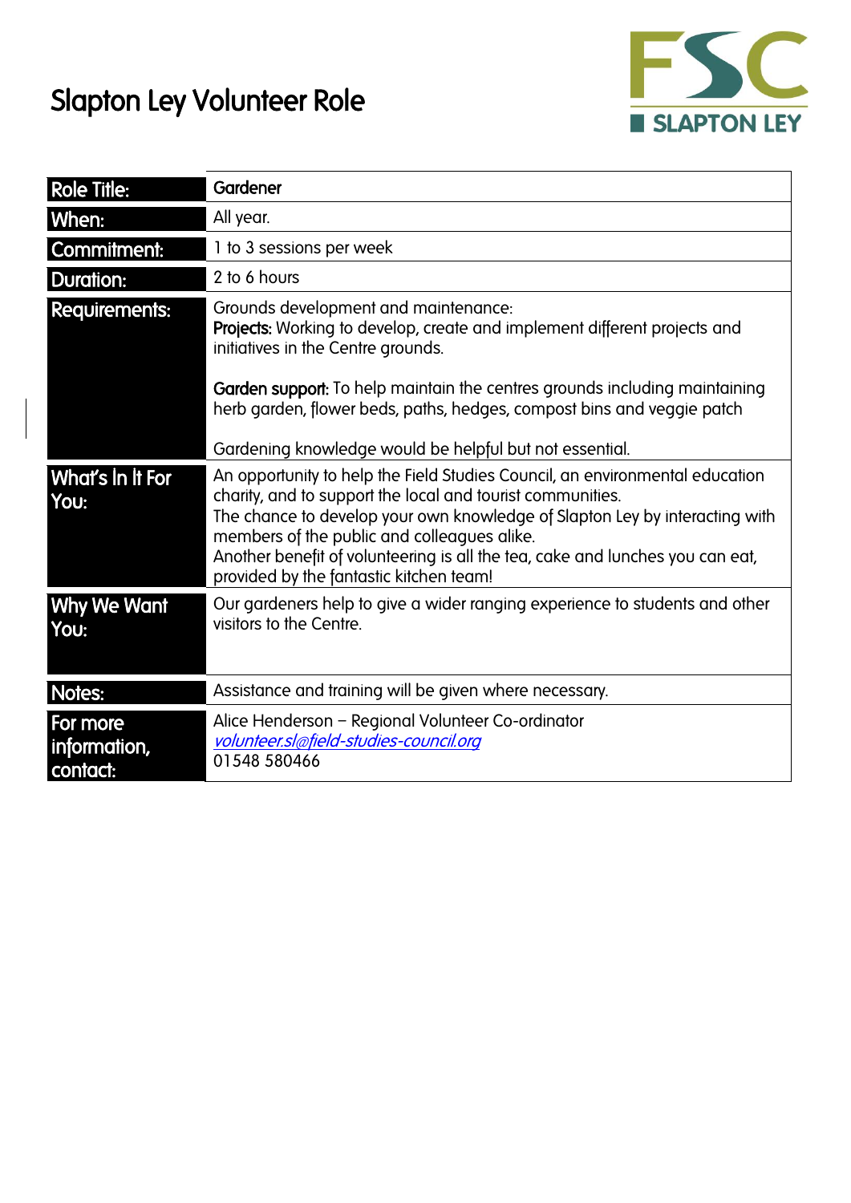# Slapton Ley Volunteer Role

FSC SLAPTON LEY

| | |
|---|---|
| **Role Title:** | Gardener |
| **When:** | All year. |
| **Commitment:** | 1 to 3 sessions per week |
| **Duration:** | 2 to 6 hours |
| **Requirements:** | Grounds development and maintenance:<br>**Projects:** Working to develop, create and implement different projects and initiatives in the Centre grounds.<br><br>**Garden support:** To help maintain the centres grounds including maintaining herb garden, flower beds, paths, hedges, compost bins and veggie patch<br><br>Gardening knowledge would be helpful but not essential. |
| **What's In It For You:** | An opportunity to help the Field Studies Council, an environmental education charity, and to support the local and tourist communities.<br>The chance to develop your own knowledge of Slapton Ley by interacting with members of the public and colleagues alike.<br>Another benefit of volunteering is all the tea, cake and lunches you can eat, provided by the fantastic kitchen team! |
| **Why We Want You:** | Our gardeners help to give a wider ranging experience to students and other visitors to the Centre. |
| **Notes:** | Assistance and training will be given where necessary. |
| **For more information, contact:** | Alice Henderson – Regional Volunteer Co-ordinator<br>*volunteer.sl@field-studies-council.org*<br>01548 580466 |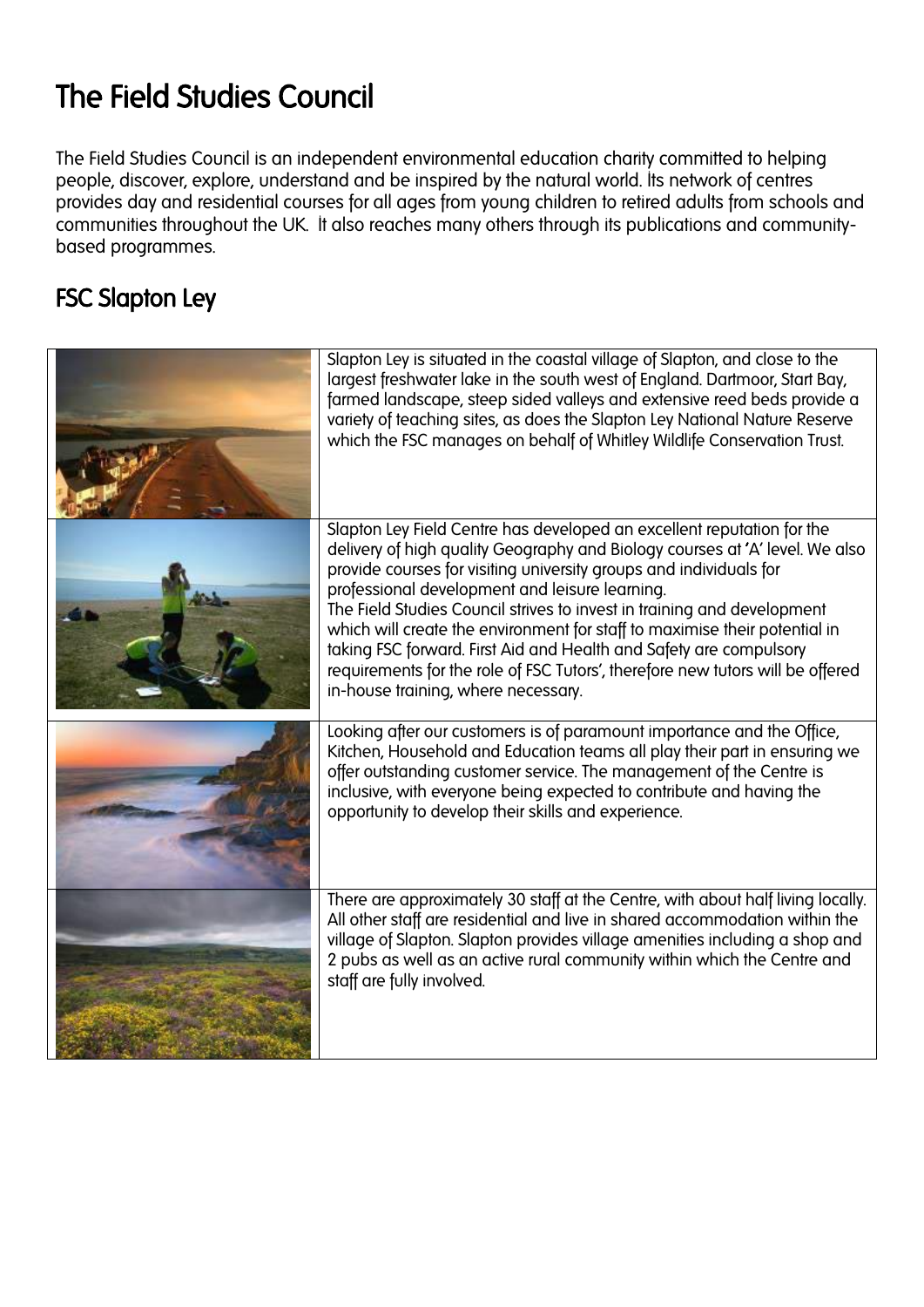# The Field Studies Council

The Field Studies Council is an independent environmental education charity committed to helping people, discover, explore, understand and be inspired by the natural world. Its network of centres provides day and residential courses for all ages from young children to retired adults from schools and communities throughout the UK. It also reaches many others through its publications and community-based programmes.

## FSC Slapton Ley

Slapton Ley is situated in the coastal village of Slapton, and close to the largest freshwater lake in the south west of England. Dartmoor, Start Bay, farmed landscape, steep sided valleys and extensive reed beds provide a variety of teaching sites, as does the Slapton Ley National Nature Reserve which the FSC manages on behalf of Whitley Wildlife Conservation Trust.

Slapton Ley Field Centre has developed an excellent reputation for the delivery of high quality Geography and Biology courses at 'A' level. We also provide courses for visiting university groups and individuals for professional development and leisure learning.
The Field Studies Council strives to invest in training and development which will create the environment for staff to maximise their potential in taking FSC forward. First Aid and Health and Safety are compulsory requirements for the role of FSC Tutors', therefore new tutors will be offered in-house training, where necessary.

Looking after our customers is of paramount importance and the Office, Kitchen, Household and Education teams all play their part in ensuring we offer outstanding customer service. The management of the Centre is inclusive, with everyone being expected to contribute and having the opportunity to develop their skills and experience.

There are approximately 30 staff at the Centre, with about half living locally. All other staff are residential and live in shared accommodation within the village of Slapton. Slapton provides village amenities including a shop and 2 pubs as well as an active rural community within which the Centre and staff are fully involved.